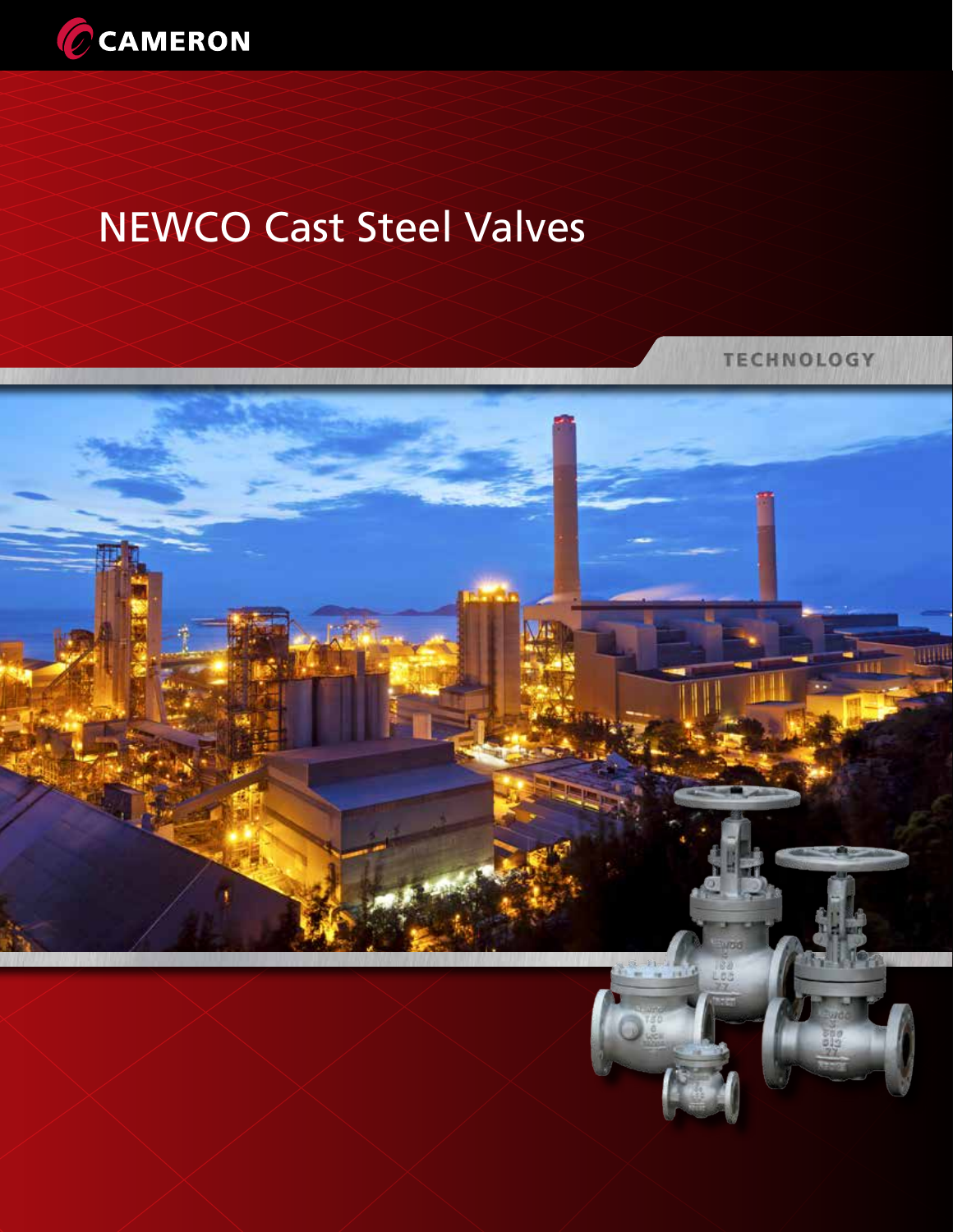CAMERON

# NEWCO Cast Steel Valves

TECHNOLOGY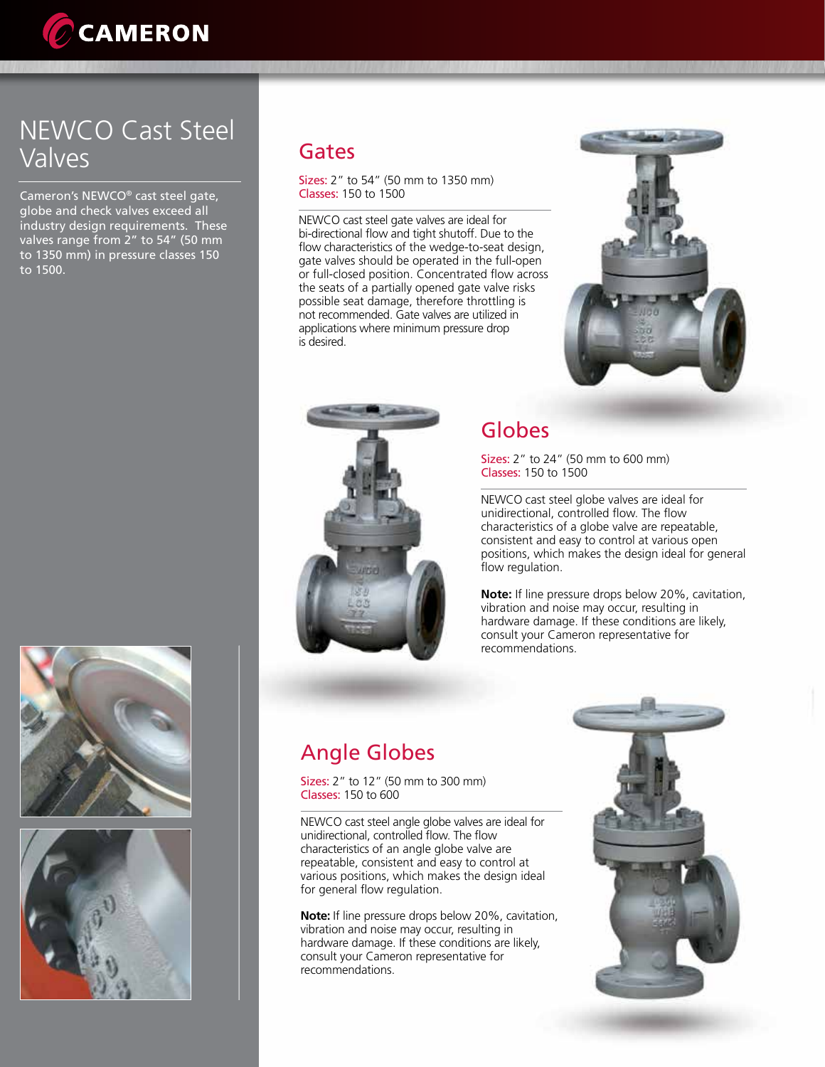# NEWCO Cast Steel Valves

Cameron's NEWCO® cast steel gate, globe and check valves exceed all industry design requirements. These valves range from 2" to 54" (50 mm to 1350 mm) in pressure classes 150 to 1500.

## Gates

Sizes: 2" to 54" (50 mm to 1350 mm)
Classes: 150 to 1500

NEWCO cast steel gate valves are ideal for bi-directional flow and tight shutoff. Due to the flow characteristics of the wedge-to-seat design, gate valves should be operated in the full-open or full-closed position. Concentrated flow across the seats of a partially opened gate valve risks possible seat damage, therefore throttling is not recommended. Gate valves are utilized in applications where minimum pressure drop is desired.

## Globes

Sizes: 2" to 24" (50 mm to 600 mm)
Classes: 150 to 1500

NEWCO cast steel globe valves are ideal for unidirectional, controlled flow. The flow characteristics of a globe valve are repeatable, consistent and easy to control at various open positions, which makes the design ideal for general flow regulation.

**Note:** If line pressure drops below 20%, cavitation, vibration and noise may occur, resulting in hardware damage. If these conditions are likely, consult your Cameron representative for recommendations.

## Angle Globes

Sizes: 2" to 12" (50 mm to 300 mm)
Classes: 150 to 600

NEWCO cast steel angle globe valves are ideal for unidirectional, controlled flow. The flow characteristics of an angle globe valve are repeatable, consistent and easy to control at various positions, which makes the design ideal for general flow regulation.

**Note:** If line pressure drops below 20%, cavitation, vibration and noise may occur, resulting in hardware damage. If these conditions are likely, consult your Cameron representative for recommendations.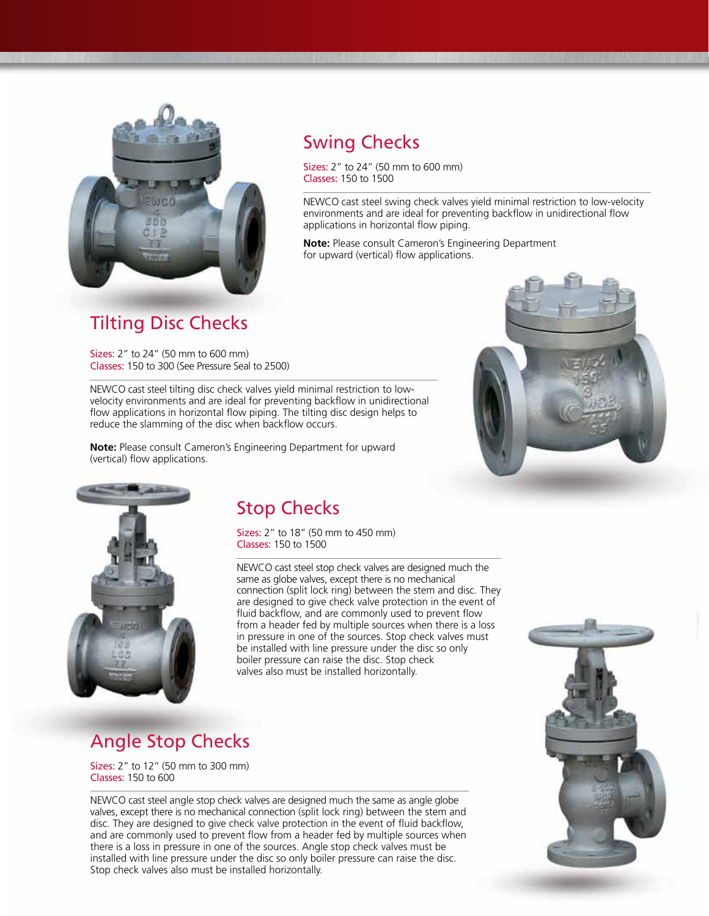## Swing Checks

Sizes: 2" to 24" (50 mm to 600 mm)
Classes: 150 to 1500

NEWCO cast steel swing check valves yield minimal restriction to low-velocity environments and are ideal for preventing backflow in unidirectional flow applications in horizontal flow piping.

**Note:** Please consult Cameron's Engineering Department for upward (vertical) flow applications.

## Tilting Disc Checks

Sizes: 2" to 24" (50 mm to 600 mm)
Classes: 150 to 300 (See Pressure Seal to 2500)

NEWCO cast steel tilting disc check valves yield minimal restriction to low-velocity environments and are ideal for preventing backflow in unidirectional flow applications in horizontal flow piping. The tilting disc design helps to reduce the slamming of the disc when backflow occurs.

**Note:** Please consult Cameron's Engineering Department for upward (vertical) flow applications.

## Stop Checks

Sizes: 2" to 18" (50 mm to 450 mm)
Classes: 150 to 1500

NEWCO cast steel stop check valves are designed much the same as globe valves, except there is no mechanical connection (split lock ring) between the stem and disc. They are designed to give check valve protection in the event of fluid backflow, and are commonly used to prevent flow from a header fed by multiple sources when there is a loss in pressure in one of the sources. Stop check valves must be installed with line pressure under the disc so only boiler pressure can raise the disc. Stop check valves also must be installed horizontally.

## Angle Stop Checks

Sizes: 2" to 12" (50 mm to 300 mm)
Classes: 150 to 600

NEWCO cast steel angle stop check valves are designed much the same as angle globe valves, except there is no mechanical connection (split lock ring) between the stem and disc. They are designed to give check valve protection in the event of fluid backflow, and are commonly used to prevent flow from a header fed by multiple sources when there is a loss in pressure in one of the sources. Angle stop check valves must be installed with line pressure under the disc so only boiler pressure can raise the disc. Stop check valves also must be installed horizontally.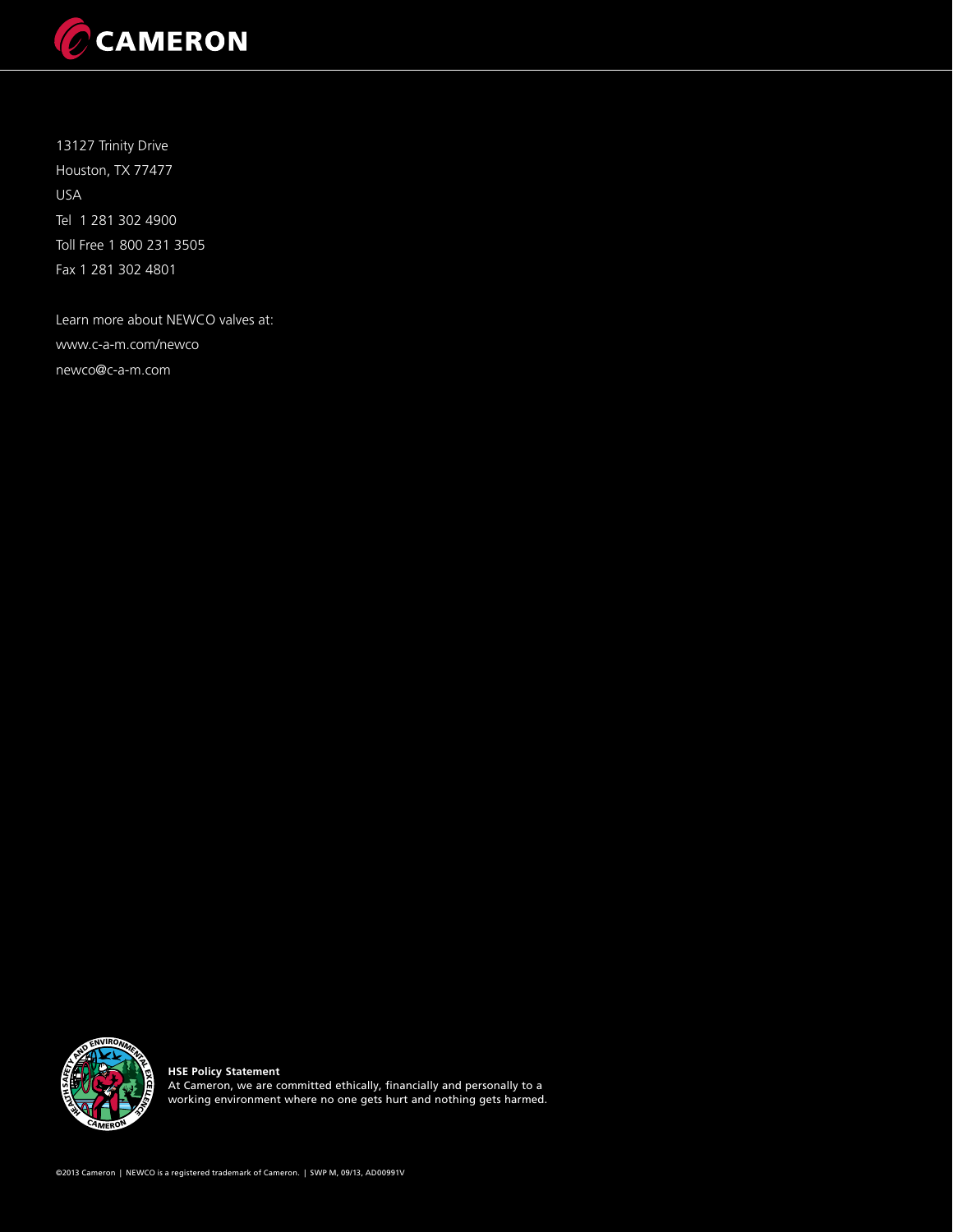# CAMERON

13127 Trinity Drive
Houston, TX 77477
USA
Tel 1 281 302 4900
Toll Free 1 800 231 3505
Fax 1 281 302 4801

Learn more about NEWCO valves at:
www.c-a-m.com/newco
newco@c-a-m.com

**HSE Policy Statement**
At Cameron, we are committed ethically, financially and personally to a working environment where no one gets hurt and nothing gets harmed.

©2013 Cameron | NEWCO is a registered trademark of Cameron. | SWP M, 09/13, AD00991V